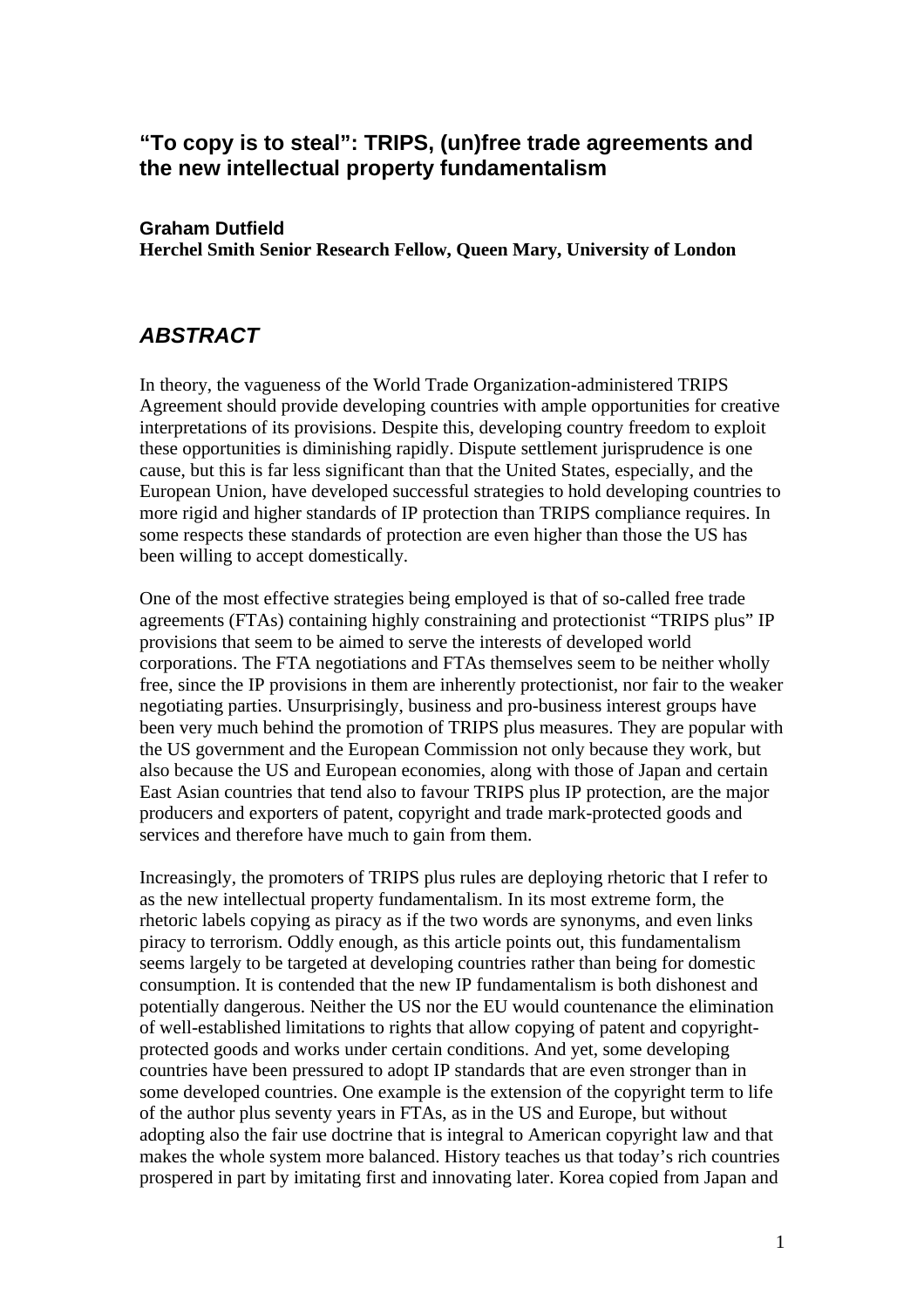# "To copy is to steal": TRIPS, (un)free trade agreements and the new intellectual property fundamentalism

**Graham Dutfield**
**Herchel Smith Senior Research Fellow, Queen Mary, University of London**

## *ABSTRACT*

In theory, the vagueness of the World Trade Organization-administered TRIPS Agreement should provide developing countries with ample opportunities for creative interpretations of its provisions. Despite this, developing country freedom to exploit these opportunities is diminishing rapidly. Dispute settlement jurisprudence is one cause, but this is far less significant than that the United States, especially, and the European Union, have developed successful strategies to hold developing countries to more rigid and higher standards of IP protection than TRIPS compliance requires. In some respects these standards of protection are even higher than those the US has been willing to accept domestically.

One of the most effective strategies being employed is that of so-called free trade agreements (FTAs) containing highly constraining and protectionist "TRIPS plus" IP provisions that seem to be aimed to serve the interests of developed world corporations. The FTA negotiations and FTAs themselves seem to be neither wholly free, since the IP provisions in them are inherently protectionist, nor fair to the weaker negotiating parties. Unsurprisingly, business and pro-business interest groups have been very much behind the promotion of TRIPS plus measures. They are popular with the US government and the European Commission not only because they work, but also because the US and European economies, along with those of Japan and certain East Asian countries that tend also to favour TRIPS plus IP protection, are the major producers and exporters of patent, copyright and trade mark-protected goods and services and therefore have much to gain from them.

Increasingly, the promoters of TRIPS plus rules are deploying rhetoric that I refer to as the new intellectual property fundamentalism. In its most extreme form, the rhetoric labels copying as piracy as if the two words are synonyms, and even links piracy to terrorism. Oddly enough, as this article points out, this fundamentalism seems largely to be targeted at developing countries rather than being for domestic consumption. It is contended that the new IP fundamentalism is both dishonest and potentially dangerous. Neither the US nor the EU would countenance the elimination of well-established limitations to rights that allow copying of patent and copyright-protected goods and works under certain conditions. And yet, some developing countries have been pressured to adopt IP standards that are even stronger than in some developed countries. One example is the extension of the copyright term to life of the author plus seventy years in FTAs, as in the US and Europe, but without adopting also the fair use doctrine that is integral to American copyright law and that makes the whole system more balanced. History teaches us that today's rich countries prospered in part by imitating first and innovating later. Korea copied from Japan and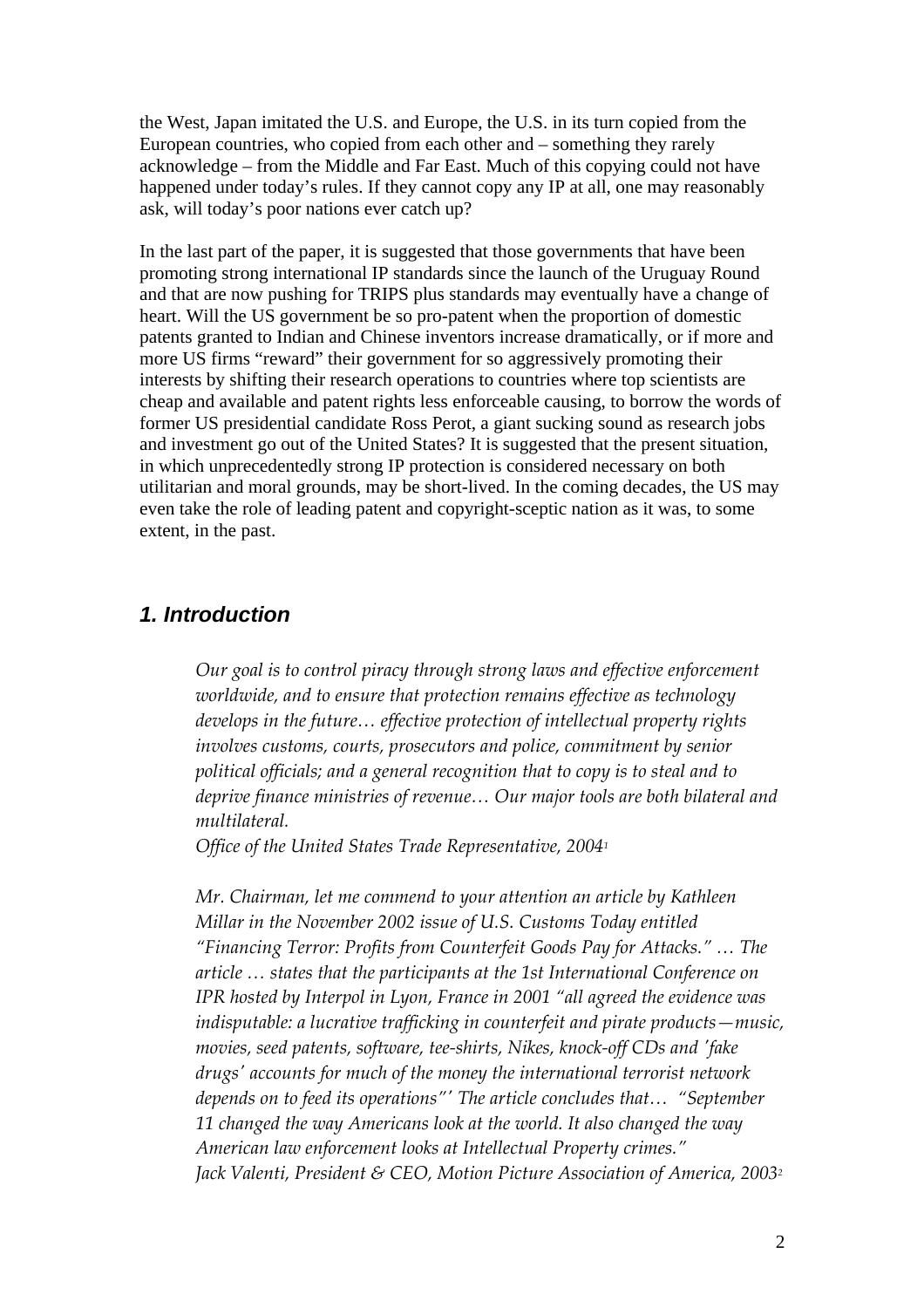the West, Japan imitated the U.S. and Europe, the U.S. in its turn copied from the European countries, who copied from each other and – something they rarely acknowledge – from the Middle and Far East. Much of this copying could not have happened under today's rules. If they cannot copy any IP at all, one may reasonably ask, will today's poor nations ever catch up?

In the last part of the paper, it is suggested that those governments that have been promoting strong international IP standards since the launch of the Uruguay Round and that are now pushing for TRIPS plus standards may eventually have a change of heart. Will the US government be so pro-patent when the proportion of domestic patents granted to Indian and Chinese inventors increase dramatically, or if more and more US firms "reward" their government for so aggressively promoting their interests by shifting their research operations to countries where top scientists are cheap and available and patent rights less enforceable causing, to borrow the words of former US presidential candidate Ross Perot, a giant sucking sound as research jobs and investment go out of the United States? It is suggested that the present situation, in which unprecedentedly strong IP protection is considered necessary on both utilitarian and moral grounds, may be short-lived. In the coming decades, the US may even take the role of leading patent and copyright-sceptic nation as it was, to some extent, in the past.

## 1. Introduction

> *Our goal is to control piracy through strong laws and effective enforcement worldwide, and to ensure that protection remains effective as technology develops in the future… effective protection of intellectual property rights involves customs, courts, prosecutors and police, commitment by senior political officials; and a general recognition that to copy is to steal and to deprive finance ministries of revenue… Our major tools are both bilateral and multilateral.*
> *Office of the United States Trade Representative, 2004*[1]

> *Mr. Chairman, let me commend to your attention an article by Kathleen Millar in the November 2002 issue of U.S. Customs Today entitled "Financing Terror: Profits from Counterfeit Goods Pay for Attacks." … The article … states that the participants at the 1st International Conference on IPR hosted by Interpol in Lyon, France in 2001 "all agreed the evidence was indisputable: a lucrative trafficking in counterfeit and pirate products—music, movies, seed patents, software, tee-shirts, Nikes, knock-off CDs and 'fake drugs' accounts for much of the money the international terrorist network depends on to feed its operations"' The article concludes that… "September 11 changed the way Americans look at the world. It also changed the way American law enforcement looks at Intellectual Property crimes."*
> *Jack Valenti, President & CEO, Motion Picture Association of America, 2003*[2]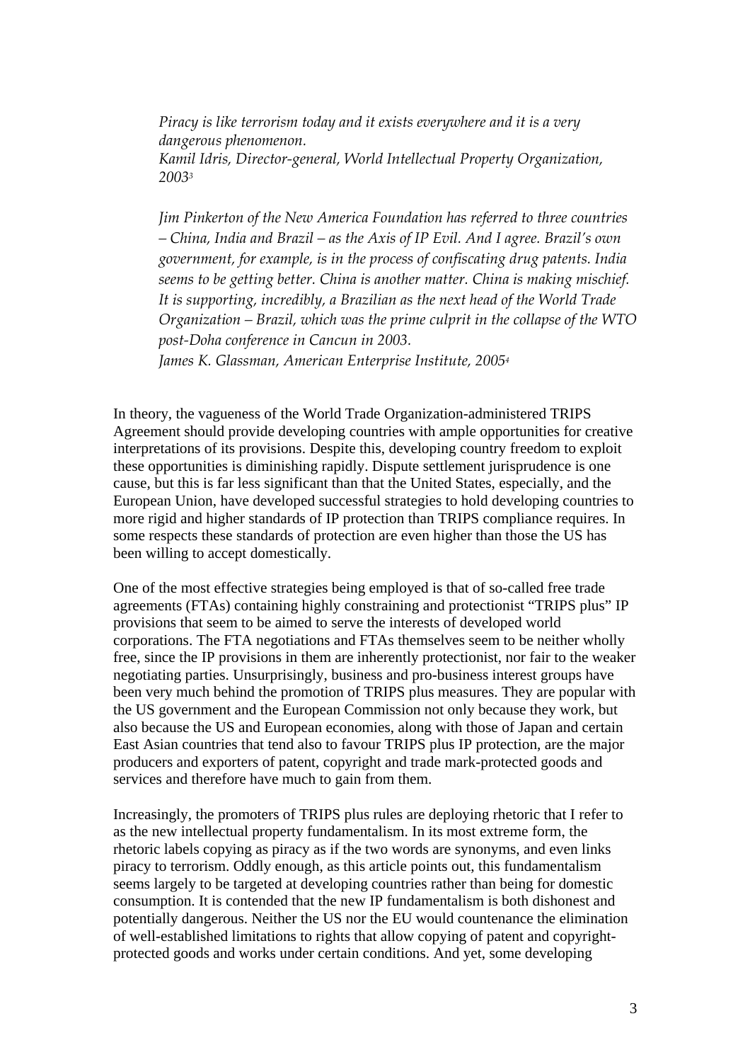*Piracy is like terrorism today and it exists everywhere and it is a very dangerous phenomenon.*
*Kamil Idris, Director-general, World Intellectual Property Organization, 2003*[3]

*Jim Pinkerton of the New America Foundation has referred to three countries – China, India and Brazil – as the Axis of IP Evil. And I agree. Brazil's own government, for example, is in the process of confiscating drug patents. India seems to be getting better. China is another matter. China is making mischief. It is supporting, incredibly, a Brazilian as the next head of the World Trade Organization – Brazil, which was the prime culprit in the collapse of the WTO post-Doha conference in Cancun in 2003.*
*James K. Glassman, American Enterprise Institute, 2005*[4]

In theory, the vagueness of the World Trade Organization-administered TRIPS Agreement should provide developing countries with ample opportunities for creative interpretations of its provisions. Despite this, developing country freedom to exploit these opportunities is diminishing rapidly. Dispute settlement jurisprudence is one cause, but this is far less significant than that the United States, especially, and the European Union, have developed successful strategies to hold developing countries to more rigid and higher standards of IP protection than TRIPS compliance requires. In some respects these standards of protection are even higher than those the US has been willing to accept domestically.

One of the most effective strategies being employed is that of so-called free trade agreements (FTAs) containing highly constraining and protectionist "TRIPS plus" IP provisions that seem to be aimed to serve the interests of developed world corporations. The FTA negotiations and FTAs themselves seem to be neither wholly free, since the IP provisions in them are inherently protectionist, nor fair to the weaker negotiating parties. Unsurprisingly, business and pro-business interest groups have been very much behind the promotion of TRIPS plus measures. They are popular with the US government and the European Commission not only because they work, but also because the US and European economies, along with those of Japan and certain East Asian countries that tend also to favour TRIPS plus IP protection, are the major producers and exporters of patent, copyright and trade mark-protected goods and services and therefore have much to gain from them.

Increasingly, the promoters of TRIPS plus rules are deploying rhetoric that I refer to as the new intellectual property fundamentalism. In its most extreme form, the rhetoric labels copying as piracy as if the two words are synonyms, and even links piracy to terrorism. Oddly enough, as this article points out, this fundamentalism seems largely to be targeted at developing countries rather than being for domestic consumption. It is contended that the new IP fundamentalism is both dishonest and potentially dangerous. Neither the US nor the EU would countenance the elimination of well-established limitations to rights that allow copying of patent and copyright-protected goods and works under certain conditions. And yet, some developing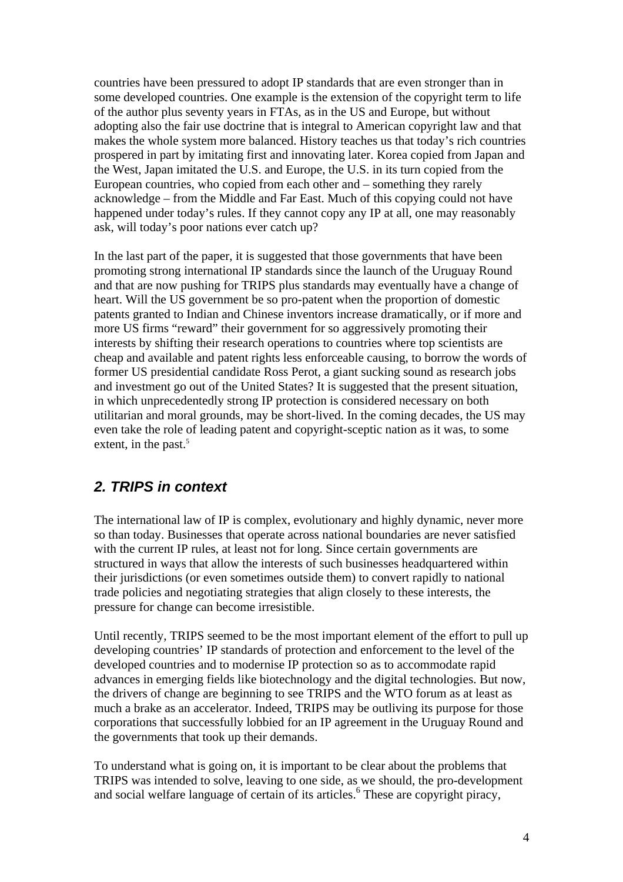countries have been pressured to adopt IP standards that are even stronger than in some developed countries. One example is the extension of the copyright term to life of the author plus seventy years in FTAs, as in the US and Europe, but without adopting also the fair use doctrine that is integral to American copyright law and that makes the whole system more balanced. History teaches us that today's rich countries prospered in part by imitating first and innovating later. Korea copied from Japan and the West, Japan imitated the U.S. and Europe, the U.S. in its turn copied from the European countries, who copied from each other and – something they rarely acknowledge – from the Middle and Far East. Much of this copying could not have happened under today's rules. If they cannot copy any IP at all, one may reasonably ask, will today's poor nations ever catch up?

In the last part of the paper, it is suggested that those governments that have been promoting strong international IP standards since the launch of the Uruguay Round and that are now pushing for TRIPS plus standards may eventually have a change of heart. Will the US government be so pro-patent when the proportion of domestic patents granted to Indian and Chinese inventors increase dramatically, or if more and more US firms "reward" their government for so aggressively promoting their interests by shifting their research operations to countries where top scientists are cheap and available and patent rights less enforceable causing, to borrow the words of former US presidential candidate Ross Perot, a giant sucking sound as research jobs and investment go out of the United States? It is suggested that the present situation, in which unprecedentedly strong IP protection is considered necessary on both utilitarian and moral grounds, may be short-lived. In the coming decades, the US may even take the role of leading patent and copyright-sceptic nation as it was, to some extent, in the past.[5]

## 2. TRIPS in context

The international law of IP is complex, evolutionary and highly dynamic, never more so than today. Businesses that operate across national boundaries are never satisfied with the current IP rules, at least not for long. Since certain governments are structured in ways that allow the interests of such businesses headquartered within their jurisdictions (or even sometimes outside them) to convert rapidly to national trade policies and negotiating strategies that align closely to these interests, the pressure for change can become irresistible.

Until recently, TRIPS seemed to be the most important element of the effort to pull up developing countries' IP standards of protection and enforcement to the level of the developed countries and to modernise IP protection so as to accommodate rapid advances in emerging fields like biotechnology and the digital technologies. But now, the drivers of change are beginning to see TRIPS and the WTO forum as at least as much a brake as an accelerator. Indeed, TRIPS may be outliving its purpose for those corporations that successfully lobbied for an IP agreement in the Uruguay Round and the governments that took up their demands.

To understand what is going on, it is important to be clear about the problems that TRIPS was intended to solve, leaving to one side, as we should, the pro-development and social welfare language of certain of its articles.[6] These are copyright piracy,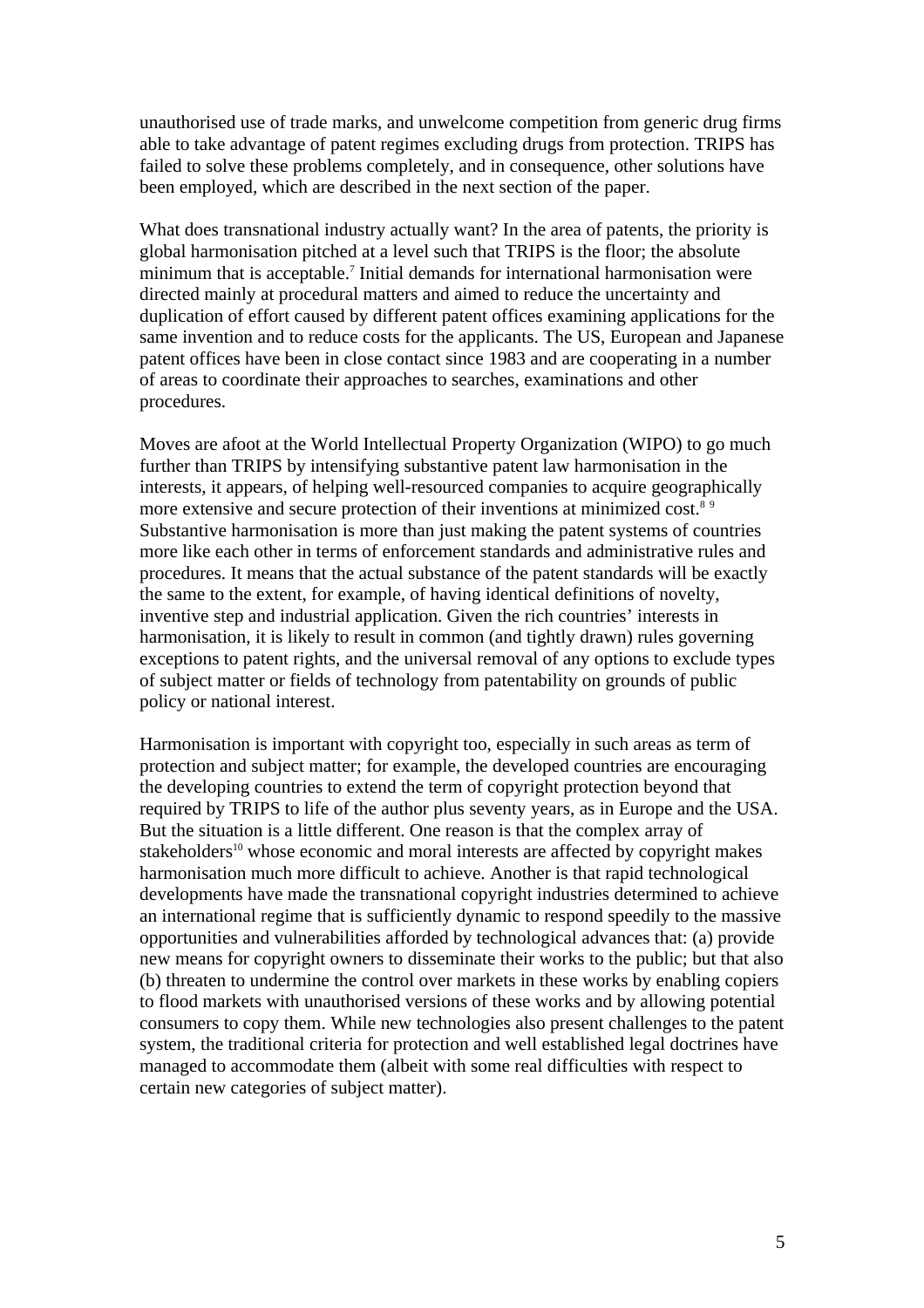unauthorised use of trade marks, and unwelcome competition from generic drug firms able to take advantage of patent regimes excluding drugs from protection. TRIPS has failed to solve these problems completely, and in consequence, other solutions have been employed, which are described in the next section of the paper.

What does transnational industry actually want? In the area of patents, the priority is global harmonisation pitched at a level such that TRIPS is the floor; the absolute minimum that is acceptable.[7] Initial demands for international harmonisation were directed mainly at procedural matters and aimed to reduce the uncertainty and duplication of effort caused by different patent offices examining applications for the same invention and to reduce costs for the applicants. The US, European and Japanese patent offices have been in close contact since 1983 and are cooperating in a number of areas to coordinate their approaches to searches, examinations and other procedures.

Moves are afoot at the World Intellectual Property Organization (WIPO) to go much further than TRIPS by intensifying substantive patent law harmonisation in the interests, it appears, of helping well-resourced companies to acquire geographically more extensive and secure protection of their inventions at minimized cost.[8] [9] Substantive harmonisation is more than just making the patent systems of countries more like each other in terms of enforcement standards and administrative rules and procedures. It means that the actual substance of the patent standards will be exactly the same to the extent, for example, of having identical definitions of novelty, inventive step and industrial application. Given the rich countries' interests in harmonisation, it is likely to result in common (and tightly drawn) rules governing exceptions to patent rights, and the universal removal of any options to exclude types of subject matter or fields of technology from patentability on grounds of public policy or national interest.

Harmonisation is important with copyright too, especially in such areas as term of protection and subject matter; for example, the developed countries are encouraging the developing countries to extend the term of copyright protection beyond that required by TRIPS to life of the author plus seventy years, as in Europe and the USA. But the situation is a little different. One reason is that the complex array of stakeholders[10] whose economic and moral interests are affected by copyright makes harmonisation much more difficult to achieve. Another is that rapid technological developments have made the transnational copyright industries determined to achieve an international regime that is sufficiently dynamic to respond speedily to the massive opportunities and vulnerabilities afforded by technological advances that: (a) provide new means for copyright owners to disseminate their works to the public; but that also (b) threaten to undermine the control over markets in these works by enabling copiers to flood markets with unauthorised versions of these works and by allowing potential consumers to copy them. While new technologies also present challenges to the patent system, the traditional criteria for protection and well established legal doctrines have managed to accommodate them (albeit with some real difficulties with respect to certain new categories of subject matter).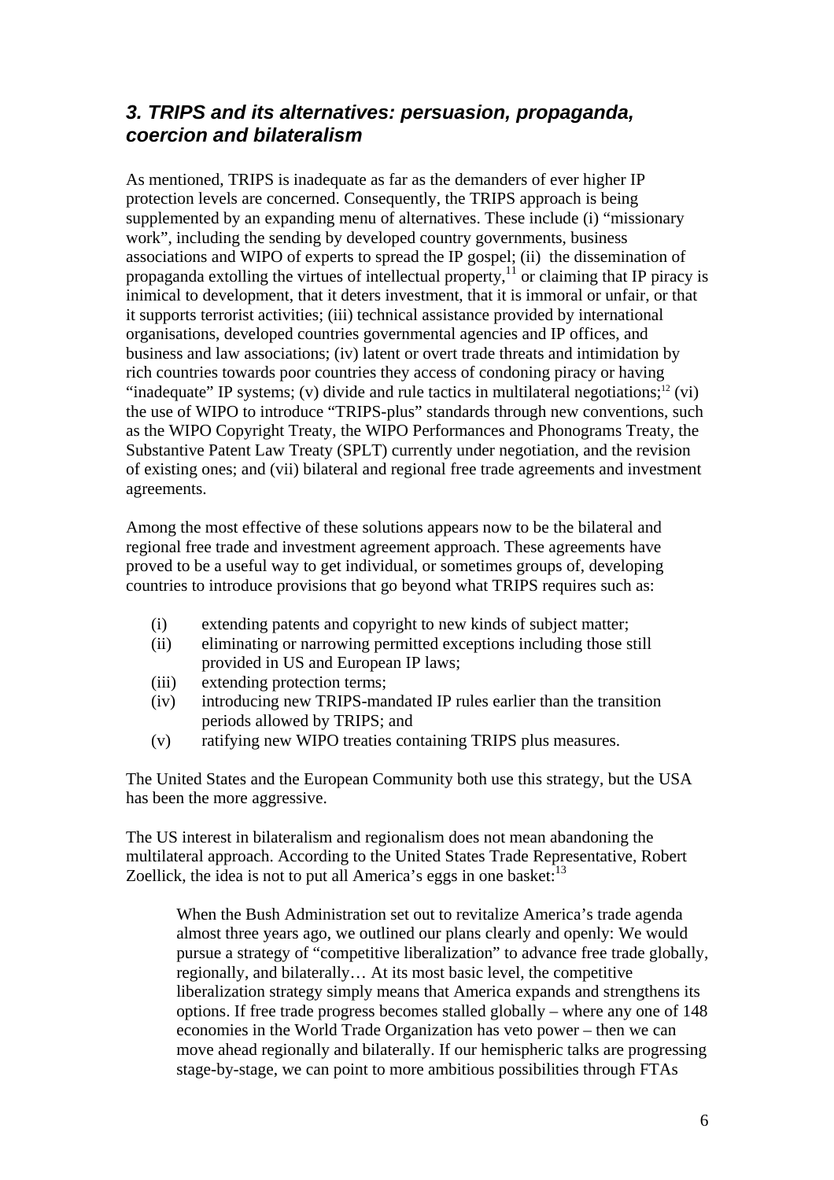## *3. TRIPS and its alternatives: persuasion, propaganda, coercion and bilateralism*

As mentioned, TRIPS is inadequate as far as the demanders of ever higher IP protection levels are concerned. Consequently, the TRIPS approach is being supplemented by an expanding menu of alternatives. These include (i) "missionary work", including the sending by developed country governments, business associations and WIPO of experts to spread the IP gospel; (ii) the dissemination of propaganda extolling the virtues of intellectual property,[11] or claiming that IP piracy is inimical to development, that it deters investment, that it is immoral or unfair, or that it supports terrorist activities; (iii) technical assistance provided by international organisations, developed countries governmental agencies and IP offices, and business and law associations; (iv) latent or overt trade threats and intimidation by rich countries towards poor countries they access of condoning piracy or having "inadequate" IP systems; (v) divide and rule tactics in multilateral negotiations;[12] (vi) the use of WIPO to introduce "TRIPS-plus" standards through new conventions, such as the WIPO Copyright Treaty, the WIPO Performances and Phonograms Treaty, the Substantive Patent Law Treaty (SPLT) currently under negotiation, and the revision of existing ones; and (vii) bilateral and regional free trade agreements and investment agreements.

Among the most effective of these solutions appears now to be the bilateral and regional free trade and investment agreement approach. These agreements have proved to be a useful way to get individual, or sometimes groups of, developing countries to introduce provisions that go beyond what TRIPS requires such as:

- (i) extending patents and copyright to new kinds of subject matter;
- (ii) eliminating or narrowing permitted exceptions including those still provided in US and European IP laws;
- (iii) extending protection terms;
- (iv) introducing new TRIPS-mandated IP rules earlier than the transition periods allowed by TRIPS; and
- (v) ratifying new WIPO treaties containing TRIPS plus measures.

The United States and the European Community both use this strategy, but the USA has been the more aggressive.

The US interest in bilateralism and regionalism does not mean abandoning the multilateral approach. According to the United States Trade Representative, Robert Zoellick, the idea is not to put all America's eggs in one basket:[13]

> When the Bush Administration set out to revitalize America's trade agenda almost three years ago, we outlined our plans clearly and openly: We would pursue a strategy of "competitive liberalization" to advance free trade globally, regionally, and bilaterally… At its most basic level, the competitive liberalization strategy simply means that America expands and strengthens its options. If free trade progress becomes stalled globally – where any one of 148 economies in the World Trade Organization has veto power – then we can move ahead regionally and bilaterally. If our hemispheric talks are progressing stage-by-stage, we can point to more ambitious possibilities through FTAs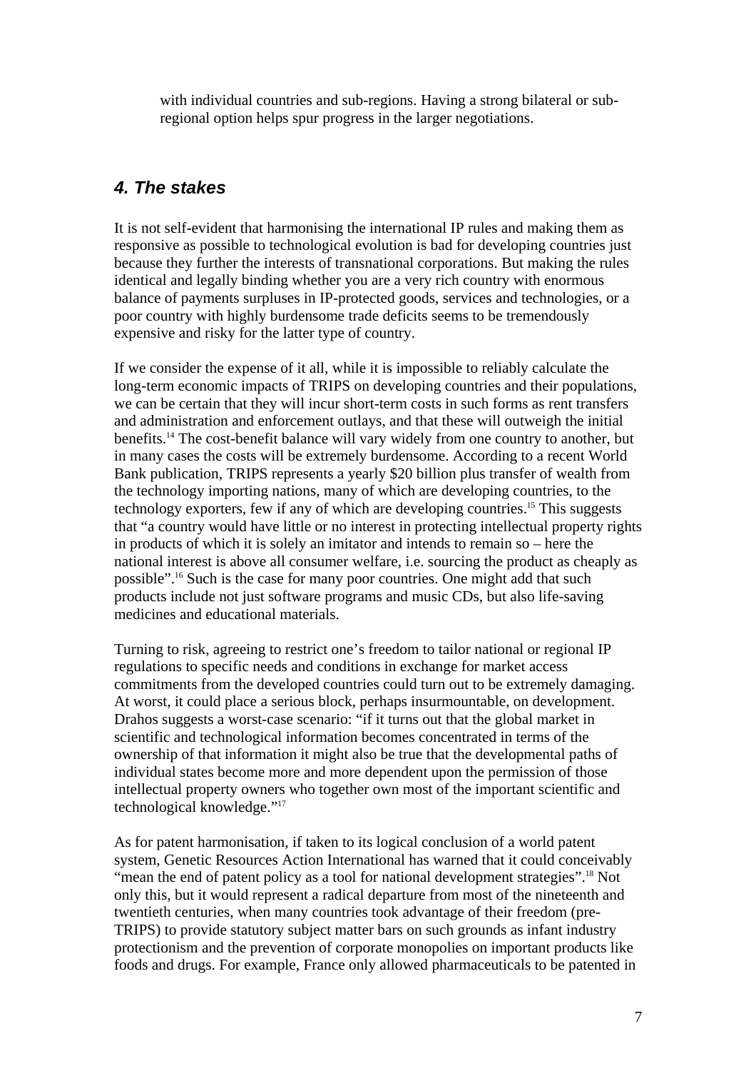with individual countries and sub-regions. Having a strong bilateral or sub-regional option helps spur progress in the larger negotiations.

## *4. The stakes*

It is not self-evident that harmonising the international IP rules and making them as responsive as possible to technological evolution is bad for developing countries just because they further the interests of transnational corporations. But making the rules identical and legally binding whether you are a very rich country with enormous balance of payments surpluses in IP-protected goods, services and technologies, or a poor country with highly burdensome trade deficits seems to be tremendously expensive and risky for the latter type of country.

If we consider the expense of it all, while it is impossible to reliably calculate the long-term economic impacts of TRIPS on developing countries and their populations, we can be certain that they will incur short-term costs in such forms as rent transfers and administration and enforcement outlays, and that these will outweigh the initial benefits.[14] The cost-benefit balance will vary widely from one country to another, but in many cases the costs will be extremely burdensome. According to a recent World Bank publication, TRIPS represents a yearly $20 billion plus transfer of wealth from the technology importing nations, many of which are developing countries, to the technology exporters, few if any of which are developing countries.[15] This suggests that “a country would have little or no interest in protecting intellectual property rights in products of which it is solely an imitator and intends to remain so – here the national interest is above all consumer welfare, i.e. sourcing the product as cheaply as possible”.[16] Such is the case for many poor countries. One might add that such products include not just software programs and music CDs, but also life-saving medicines and educational materials.

Turning to risk, agreeing to restrict one’s freedom to tailor national or regional IP regulations to specific needs and conditions in exchange for market access commitments from the developed countries could turn out to be extremely damaging. At worst, it could place a serious block, perhaps insurmountable, on development. Drahos suggests a worst-case scenario: “if it turns out that the global market in scientific and technological information becomes concentrated in terms of the ownership of that information it might also be true that the developmental paths of individual states become more and more dependent upon the permission of those intellectual property owners who together own most of the important scientific and technological knowledge.”[17]

As for patent harmonisation, if taken to its logical conclusion of a world patent system, Genetic Resources Action International has warned that it could conceivably “mean the end of patent policy as a tool for national development strategies”.[18] Not only this, but it would represent a radical departure from most of the nineteenth and twentieth centuries, when many countries took advantage of their freedom (pre-TRIPS) to provide statutory subject matter bars on such grounds as infant industry protectionism and the prevention of corporate monopolies on important products like foods and drugs. For example, France only allowed pharmaceuticals to be patented in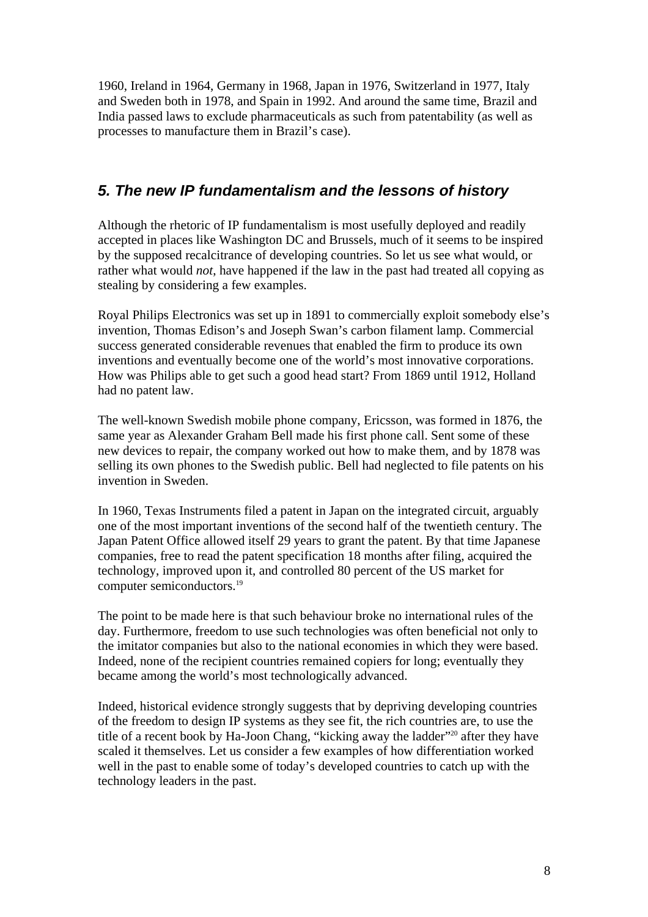1960, Ireland in 1964, Germany in 1968, Japan in 1976, Switzerland in 1977, Italy and Sweden both in 1978, and Spain in 1992. And around the same time, Brazil and India passed laws to exclude pharmaceuticals as such from patentability (as well as processes to manufacture them in Brazil's case).

## *5. The new IP fundamentalism and the lessons of history*

Although the rhetoric of IP fundamentalism is most usefully deployed and readily accepted in places like Washington DC and Brussels, much of it seems to be inspired by the supposed recalcitrance of developing countries. So let us see what would, or rather what would *not*, have happened if the law in the past had treated all copying as stealing by considering a few examples.

Royal Philips Electronics was set up in 1891 to commercially exploit somebody else's invention, Thomas Edison's and Joseph Swan's carbon filament lamp. Commercial success generated considerable revenues that enabled the firm to produce its own inventions and eventually become one of the world's most innovative corporations. How was Philips able to get such a good head start? From 1869 until 1912, Holland had no patent law.

The well-known Swedish mobile phone company, Ericsson, was formed in 1876, the same year as Alexander Graham Bell made his first phone call. Sent some of these new devices to repair, the company worked out how to make them, and by 1878 was selling its own phones to the Swedish public. Bell had neglected to file patents on his invention in Sweden.

In 1960, Texas Instruments filed a patent in Japan on the integrated circuit, arguably one of the most important inventions of the second half of the twentieth century. The Japan Patent Office allowed itself 29 years to grant the patent. By that time Japanese companies, free to read the patent specification 18 months after filing, acquired the technology, improved upon it, and controlled 80 percent of the US market for computer semiconductors.[19]

The point to be made here is that such behaviour broke no international rules of the day. Furthermore, freedom to use such technologies was often beneficial not only to the imitator companies but also to the national economies in which they were based. Indeed, none of the recipient countries remained copiers for long; eventually they became among the world's most technologically advanced.

Indeed, historical evidence strongly suggests that by depriving developing countries of the freedom to design IP systems as they see fit, the rich countries are, to use the title of a recent book by Ha-Joon Chang, "kicking away the ladder"[20] after they have scaled it themselves. Let us consider a few examples of how differentiation worked well in the past to enable some of today's developed countries to catch up with the technology leaders in the past.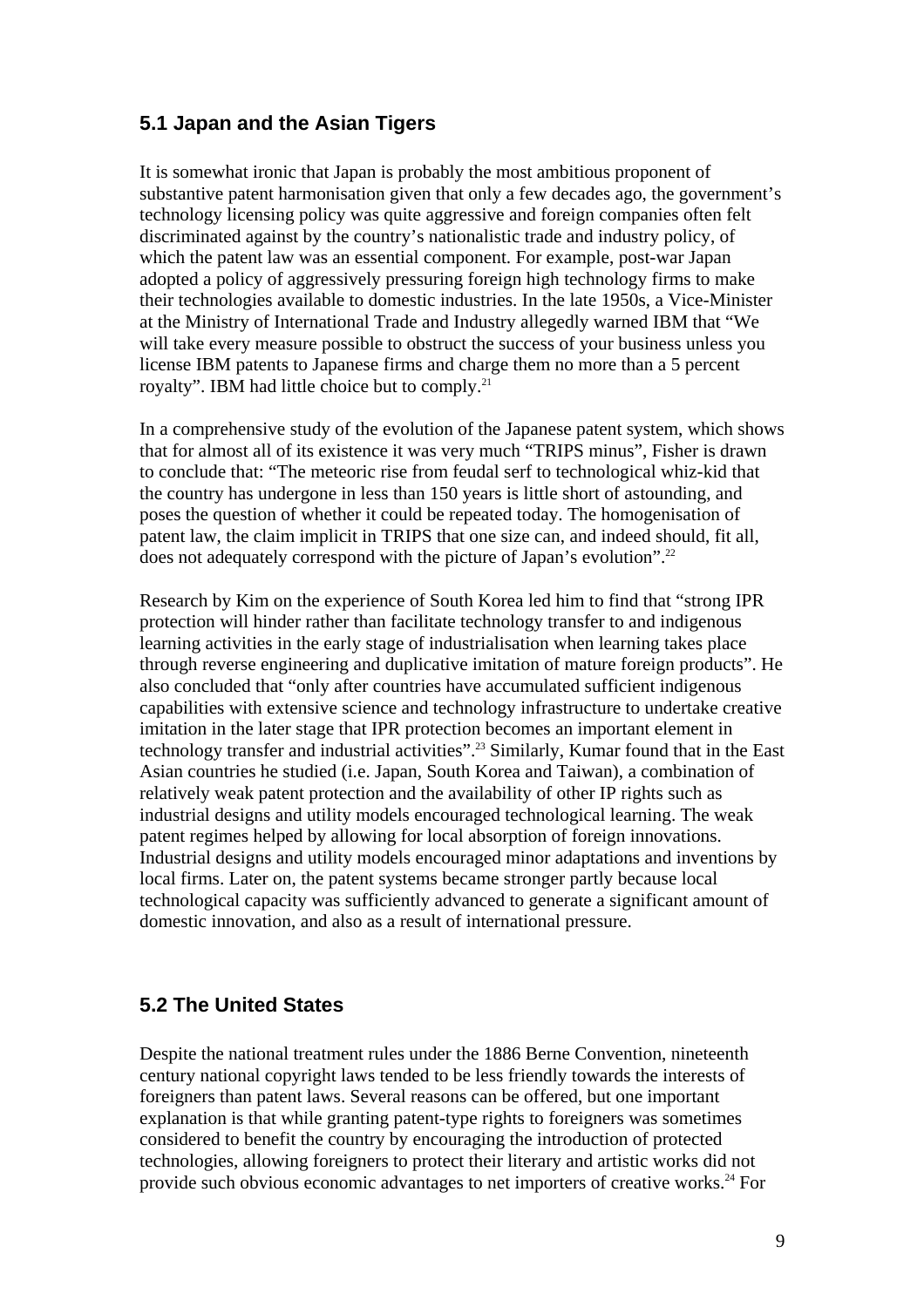## 5.1 Japan and the Asian Tigers

It is somewhat ironic that Japan is probably the most ambitious proponent of substantive patent harmonisation given that only a few decades ago, the government's technology licensing policy was quite aggressive and foreign companies often felt discriminated against by the country's nationalistic trade and industry policy, of which the patent law was an essential component. For example, post-war Japan adopted a policy of aggressively pressuring foreign high technology firms to make their technologies available to domestic industries. In the late 1950s, a Vice-Minister at the Ministry of International Trade and Industry allegedly warned IBM that "We will take every measure possible to obstruct the success of your business unless you license IBM patents to Japanese firms and charge them no more than a 5 percent royalty". IBM had little choice but to comply.[21]

In a comprehensive study of the evolution of the Japanese patent system, which shows that for almost all of its existence it was very much "TRIPS minus", Fisher is drawn to conclude that: "The meteoric rise from feudal serf to technological whiz-kid that the country has undergone in less than 150 years is little short of astounding, and poses the question of whether it could be repeated today. The homogenisation of patent law, the claim implicit in TRIPS that one size can, and indeed should, fit all, does not adequately correspond with the picture of Japan's evolution".[22]

Research by Kim on the experience of South Korea led him to find that "strong IPR protection will hinder rather than facilitate technology transfer to and indigenous learning activities in the early stage of industrialisation when learning takes place through reverse engineering and duplicative imitation of mature foreign products". He also concluded that "only after countries have accumulated sufficient indigenous capabilities with extensive science and technology infrastructure to undertake creative imitation in the later stage that IPR protection becomes an important element in technology transfer and industrial activities".[23] Similarly, Kumar found that in the East Asian countries he studied (i.e. Japan, South Korea and Taiwan), a combination of relatively weak patent protection and the availability of other IP rights such as industrial designs and utility models encouraged technological learning. The weak patent regimes helped by allowing for local absorption of foreign innovations. Industrial designs and utility models encouraged minor adaptations and inventions by local firms. Later on, the patent systems became stronger partly because local technological capacity was sufficiently advanced to generate a significant amount of domestic innovation, and also as a result of international pressure.

## 5.2 The United States

Despite the national treatment rules under the 1886 Berne Convention, nineteenth century national copyright laws tended to be less friendly towards the interests of foreigners than patent laws. Several reasons can be offered, but one important explanation is that while granting patent-type rights to foreigners was sometimes considered to benefit the country by encouraging the introduction of protected technologies, allowing foreigners to protect their literary and artistic works did not provide such obvious economic advantages to net importers of creative works.[24] For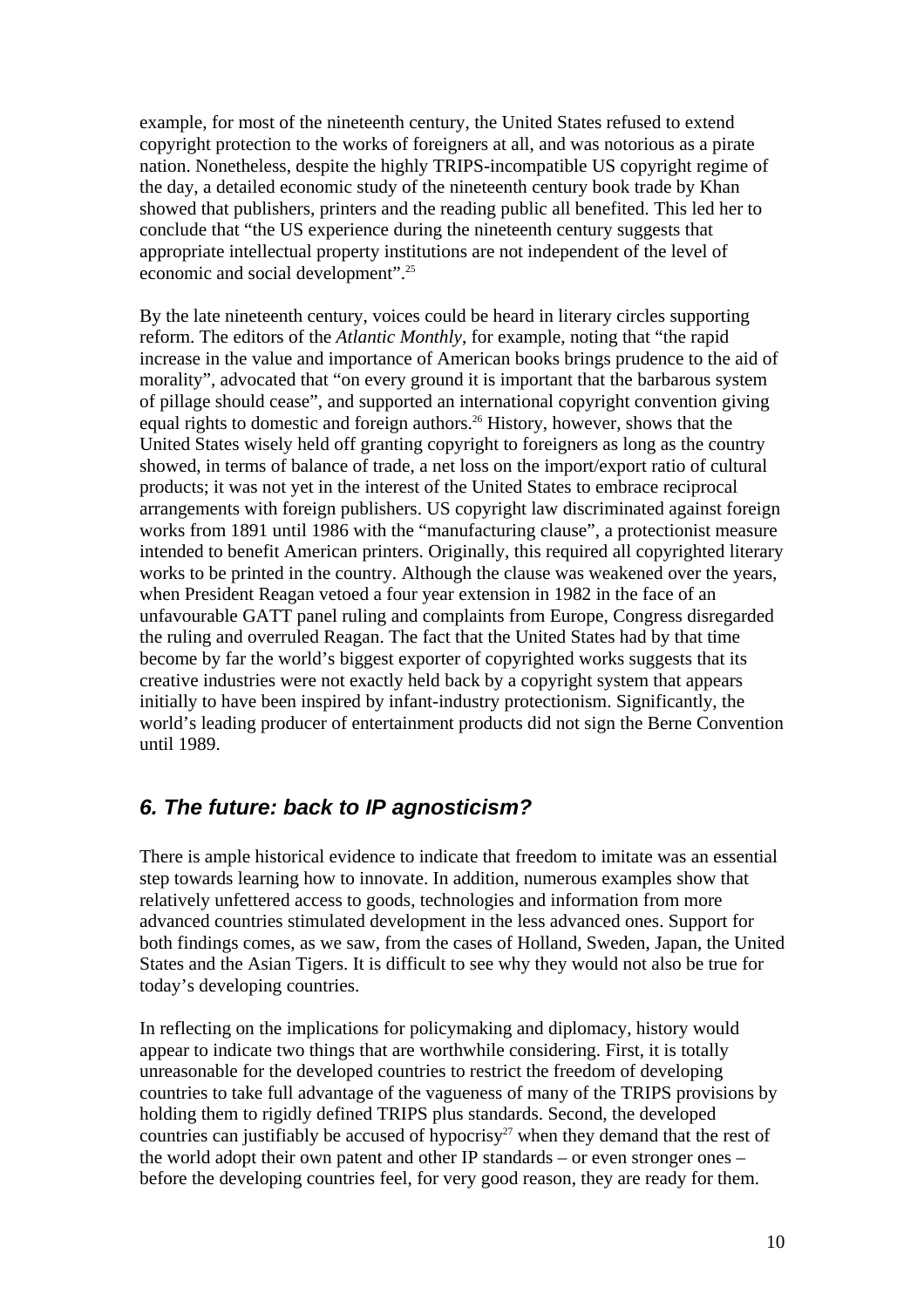example, for most of the nineteenth century, the United States refused to extend copyright protection to the works of foreigners at all, and was notorious as a pirate nation. Nonetheless, despite the highly TRIPS-incompatible US copyright regime of the day, a detailed economic study of the nineteenth century book trade by Khan showed that publishers, printers and the reading public all benefited. This led her to conclude that "the US experience during the nineteenth century suggests that appropriate intellectual property institutions are not independent of the level of economic and social development".[25]

By the late nineteenth century, voices could be heard in literary circles supporting reform. The editors of the *Atlantic Monthly*, for example, noting that "the rapid increase in the value and importance of American books brings prudence to the aid of morality", advocated that "on every ground it is important that the barbarous system of pillage should cease", and supported an international copyright convention giving equal rights to domestic and foreign authors.[26] History, however, shows that the United States wisely held off granting copyright to foreigners as long as the country showed, in terms of balance of trade, a net loss on the import/export ratio of cultural products; it was not yet in the interest of the United States to embrace reciprocal arrangements with foreign publishers. US copyright law discriminated against foreign works from 1891 until 1986 with the "manufacturing clause", a protectionist measure intended to benefit American printers. Originally, this required all copyrighted literary works to be printed in the country. Although the clause was weakened over the years, when President Reagan vetoed a four year extension in 1982 in the face of an unfavourable GATT panel ruling and complaints from Europe, Congress disregarded the ruling and overruled Reagan. The fact that the United States had by that time become by far the world's biggest exporter of copyrighted works suggests that its creative industries were not exactly held back by a copyright system that appears initially to have been inspired by infant-industry protectionism. Significantly, the world's leading producer of entertainment products did not sign the Berne Convention until 1989.

## *6. The future: back to IP agnosticism?*

There is ample historical evidence to indicate that freedom to imitate was an essential step towards learning how to innovate. In addition, numerous examples show that relatively unfettered access to goods, technologies and information from more advanced countries stimulated development in the less advanced ones. Support for both findings comes, as we saw, from the cases of Holland, Sweden, Japan, the United States and the Asian Tigers. It is difficult to see why they would not also be true for today's developing countries.

In reflecting on the implications for policymaking and diplomacy, history would appear to indicate two things that are worthwhile considering. First, it is totally unreasonable for the developed countries to restrict the freedom of developing countries to take full advantage of the vagueness of many of the TRIPS provisions by holding them to rigidly defined TRIPS plus standards. Second, the developed countries can justifiably be accused of hypocrisy[27] when they demand that the rest of the world adopt their own patent and other IP standards – or even stronger ones – before the developing countries feel, for very good reason, they are ready for them.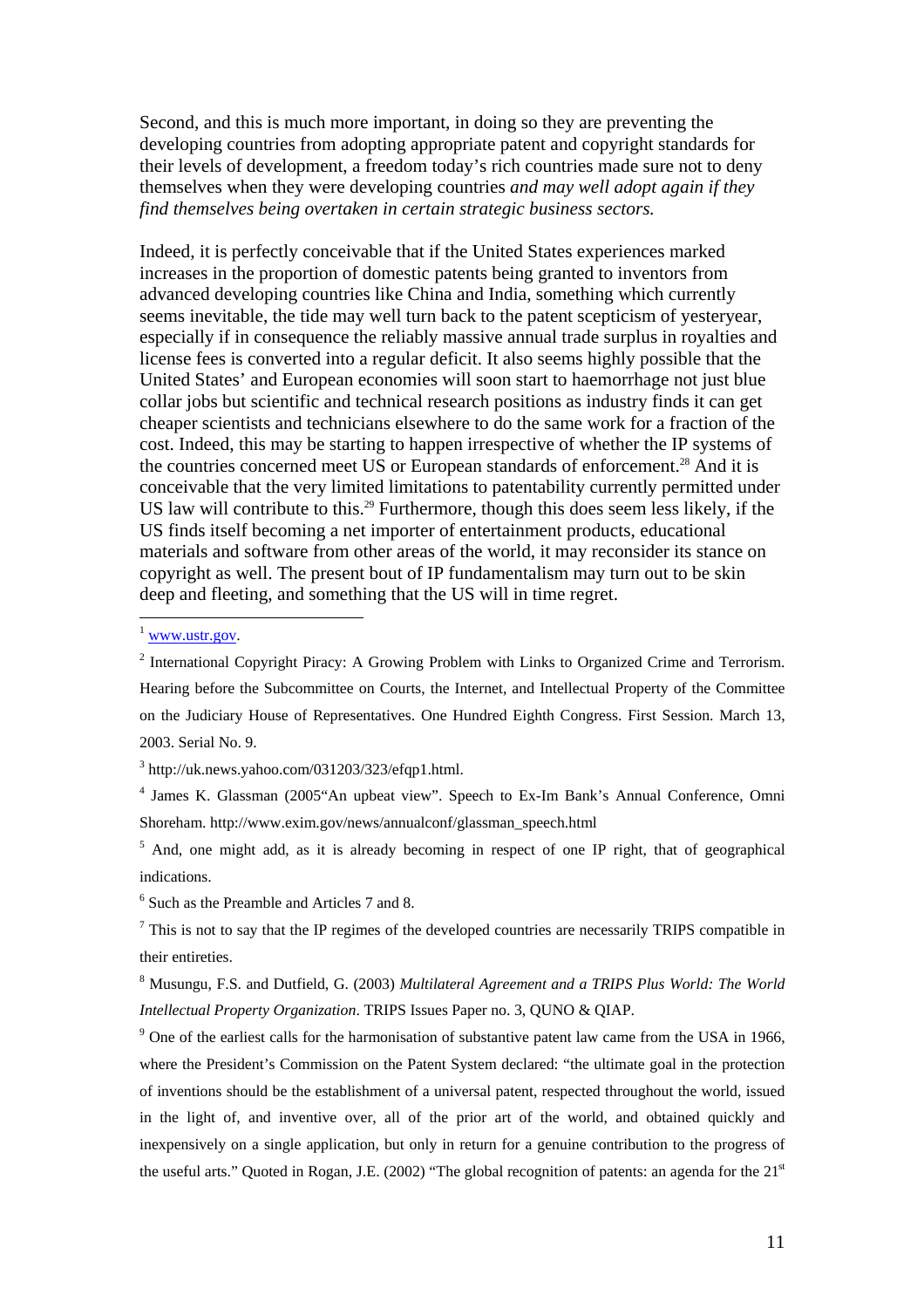Second, and this is much more important, in doing so they are preventing the developing countries from adopting appropriate patent and copyright standards for their levels of development, a freedom today's rich countries made sure not to deny themselves when they were developing countries *and may well adopt again if they find themselves being overtaken in certain strategic business sectors.*

Indeed, it is perfectly conceivable that if the United States experiences marked increases in the proportion of domestic patents being granted to inventors from advanced developing countries like China and India, something which currently seems inevitable, the tide may well turn back to the patent scepticism of yesteryear, especially if in consequence the reliably massive annual trade surplus in royalties and license fees is converted into a regular deficit. It also seems highly possible that the United States' and European economies will soon start to haemorrhage not just blue collar jobs but scientific and technical research positions as industry finds it can get cheaper scientists and technicians elsewhere to do the same work for a fraction of the cost. Indeed, this may be starting to happen irrespective of whether the IP systems of the countries concerned meet US or European standards of enforcement.[28] And it is conceivable that the very limited limitations to patentability currently permitted under US law will contribute to this.[29] Furthermore, though this does seem less likely, if the US finds itself becoming a net importer of entertainment products, educational materials and software from other areas of the world, it may reconsider its stance on copyright as well. The present bout of IP fundamentalism may turn out to be skin deep and fleeting, and something that the US will in time regret.

---

[1] www.ustr.gov.

[2] International Copyright Piracy: A Growing Problem with Links to Organized Crime and Terrorism. Hearing before the Subcommittee on Courts, the Internet, and Intellectual Property of the Committee on the Judiciary House of Representatives. One Hundred Eighth Congress. First Session. March 13, 2003. Serial No. 9.

[3] http://uk.news.yahoo.com/031203/323/efqp1.html.

[4] James K. Glassman (2005"An upbeat view". Speech to Ex-Im Bank's Annual Conference, Omni Shoreham. http://www.exim.gov/news/annualconf/glassman_speech.html

[5] And, one might add, as it is already becoming in respect of one IP right, that of geographical indications.

[6] Such as the Preamble and Articles 7 and 8.

[7] This is not to say that the IP regimes of the developed countries are necessarily TRIPS compatible in their entireties.

[8] Musungu, F.S. and Dutfield, G. (2003) *Multilateral Agreement and a TRIPS Plus World: The World Intellectual Property Organization*. TRIPS Issues Paper no. 3, QUNO & QIAP.

[9] One of the earliest calls for the harmonisation of substantive patent law came from the USA in 1966, where the President's Commission on the Patent System declared: "the ultimate goal in the protection of inventions should be the establishment of a universal patent, respected throughout the world, issued in the light of, and inventive over, all of the prior art of the world, and obtained quickly and inexpensively on a single application, but only in return for a genuine contribution to the progress of the useful arts." Quoted in Rogan, J.E. (2002) "The global recognition of patents: an agenda for the 21st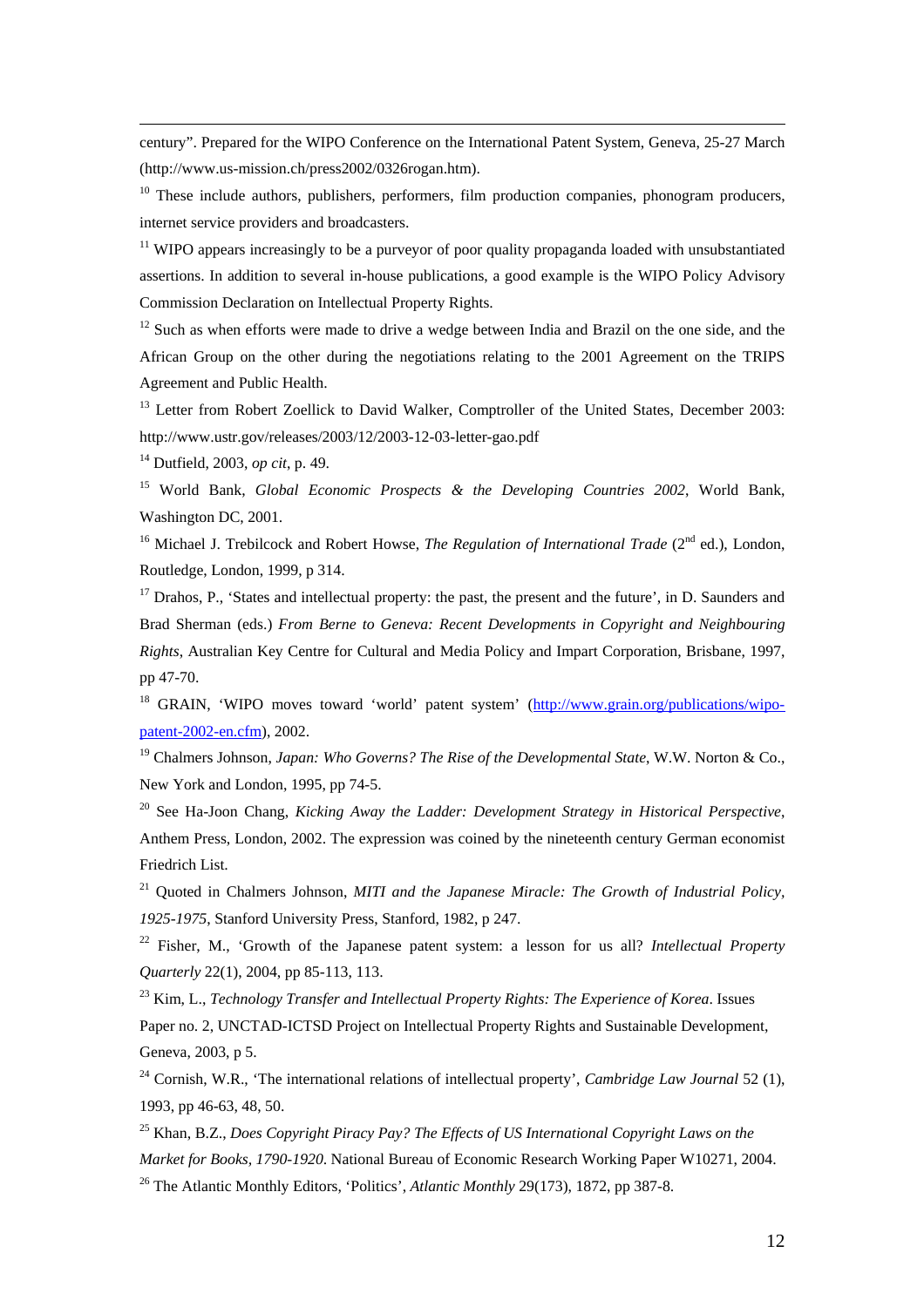century". Prepared for the WIPO Conference on the International Patent System, Geneva, 25-27 March (http://www.us-mission.ch/press2002/0326rogan.htm).

[10] These include authors, publishers, performers, film production companies, phonogram producers, internet service providers and broadcasters.

[11] WIPO appears increasingly to be a purveyor of poor quality propaganda loaded with unsubstantiated assertions. In addition to several in-house publications, a good example is the WIPO Policy Advisory Commission Declaration on Intellectual Property Rights.

[12] Such as when efforts were made to drive a wedge between India and Brazil on the one side, and the African Group on the other during the negotiations relating to the 2001 Agreement on the TRIPS Agreement and Public Health.

[13] Letter from Robert Zoellick to David Walker, Comptroller of the United States, December 2003: http://www.ustr.gov/releases/2003/12/2003-12-03-letter-gao.pdf

[14] Dutfield, 2003, *op cit*, p. 49.

[15] World Bank, *Global Economic Prospects & the Developing Countries 2002*, World Bank, Washington DC, 2001.

[16] Michael J. Trebilcock and Robert Howse, *The Regulation of International Trade* (2nd ed.), London, Routledge, London, 1999, p 314.

[17] Drahos, P., 'States and intellectual property: the past, the present and the future', in D. Saunders and Brad Sherman (eds.) *From Berne to Geneva: Recent Developments in Copyright and Neighbouring Rights*, Australian Key Centre for Cultural and Media Policy and Impart Corporation, Brisbane, 1997, pp 47-70.

[18] GRAIN, 'WIPO moves toward 'world' patent system' (http://www.grain.org/publications/wipo-patent-2002-en.cfm), 2002.

[19] Chalmers Johnson, *Japan: Who Governs? The Rise of the Developmental State*, W.W. Norton & Co., New York and London, 1995, pp 74-5.

[20] See Ha-Joon Chang, *Kicking Away the Ladder: Development Strategy in Historical Perspective*, Anthem Press, London, 2002. The expression was coined by the nineteenth century German economist Friedrich List.

[21] Quoted in Chalmers Johnson, *MITI and the Japanese Miracle: The Growth of Industrial Policy, 1925-1975*, Stanford University Press, Stanford, 1982, p 247.

[22] Fisher, M., 'Growth of the Japanese patent system: a lesson for us all? *Intellectual Property Quarterly* 22(1), 2004, pp 85-113, 113.

[23] Kim, L., *Technology Transfer and Intellectual Property Rights: The Experience of Korea*. Issues Paper no. 2, UNCTAD-ICTSD Project on Intellectual Property Rights and Sustainable Development, Geneva, 2003, p 5.

[24] Cornish, W.R., 'The international relations of intellectual property', *Cambridge Law Journal* 52 (1), 1993, pp 46-63, 48, 50.

[25] Khan, B.Z., *Does Copyright Piracy Pay? The Effects of US International Copyright Laws on the Market for Books, 1790-1920*. National Bureau of Economic Research Working Paper W10271, 2004.

[26] The Atlantic Monthly Editors, 'Politics', *Atlantic Monthly* 29(173), 1872, pp 387-8.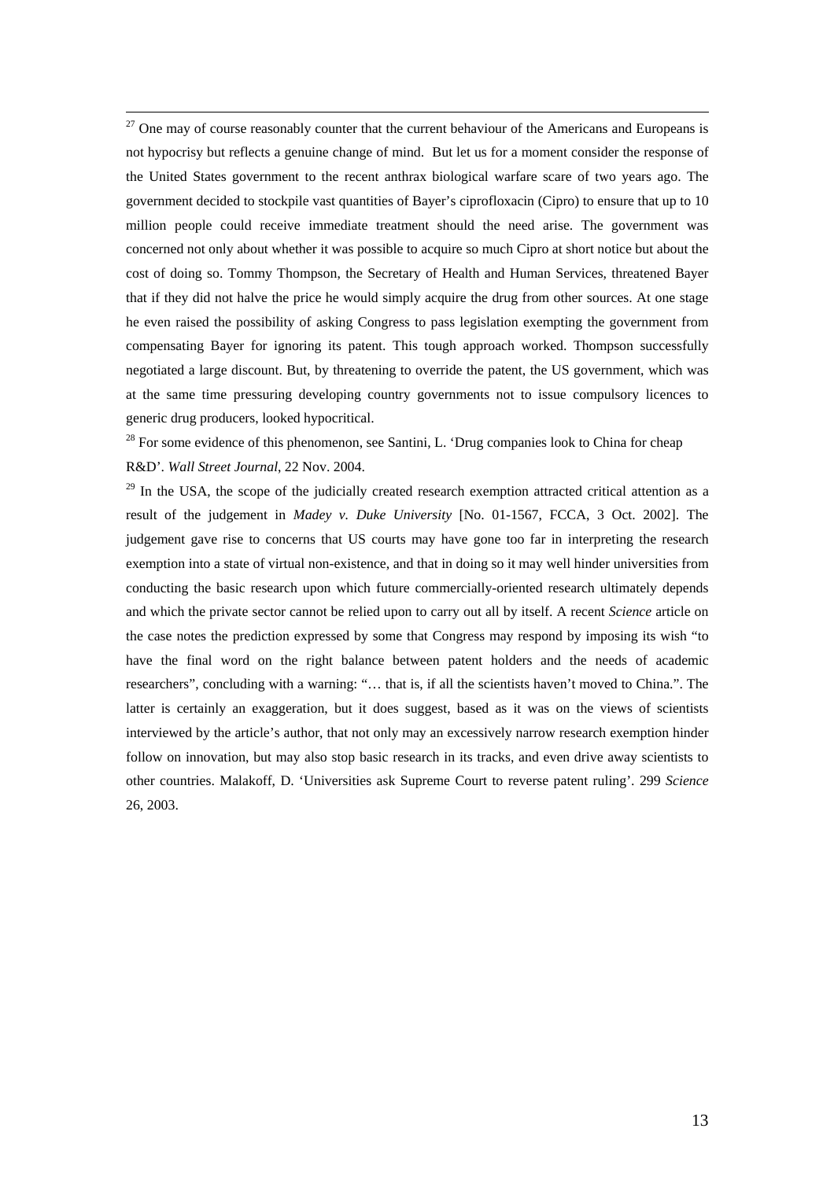[27] One may of course reasonably counter that the current behaviour of the Americans and Europeans is not hypocrisy but reflects a genuine change of mind. But let us for a moment consider the response of the United States government to the recent anthrax biological warfare scare of two years ago. The government decided to stockpile vast quantities of Bayer's ciprofloxacin (Cipro) to ensure that up to 10 million people could receive immediate treatment should the need arise. The government was concerned not only about whether it was possible to acquire so much Cipro at short notice but about the cost of doing so. Tommy Thompson, the Secretary of Health and Human Services, threatened Bayer that if they did not halve the price he would simply acquire the drug from other sources. At one stage he even raised the possibility of asking Congress to pass legislation exempting the government from compensating Bayer for ignoring its patent. This tough approach worked. Thompson successfully negotiated a large discount. But, by threatening to override the patent, the US government, which was at the same time pressuring developing country governments not to issue compulsory licences to generic drug producers, looked hypocritical.

[28] For some evidence of this phenomenon, see Santini, L. 'Drug companies look to China for cheap R&D'. *Wall Street Journal*, 22 Nov. 2004.

[29] In the USA, the scope of the judicially created research exemption attracted critical attention as a result of the judgement in *Madey v. Duke University* [No. 01-1567, FCCA, 3 Oct. 2002]. The judgement gave rise to concerns that US courts may have gone too far in interpreting the research exemption into a state of virtual non-existence, and that in doing so it may well hinder universities from conducting the basic research upon which future commercially-oriented research ultimately depends and which the private sector cannot be relied upon to carry out all by itself. A recent *Science* article on the case notes the prediction expressed by some that Congress may respond by imposing its wish "to have the final word on the right balance between patent holders and the needs of academic researchers", concluding with a warning: "… that is, if all the scientists haven't moved to China.". The latter is certainly an exaggeration, but it does suggest, based as it was on the views of scientists interviewed by the article's author, that not only may an excessively narrow research exemption hinder follow on innovation, but may also stop basic research in its tracks, and even drive away scientists to other countries. Malakoff, D. 'Universities ask Supreme Court to reverse patent ruling'. 299 *Science* 26, 2003.